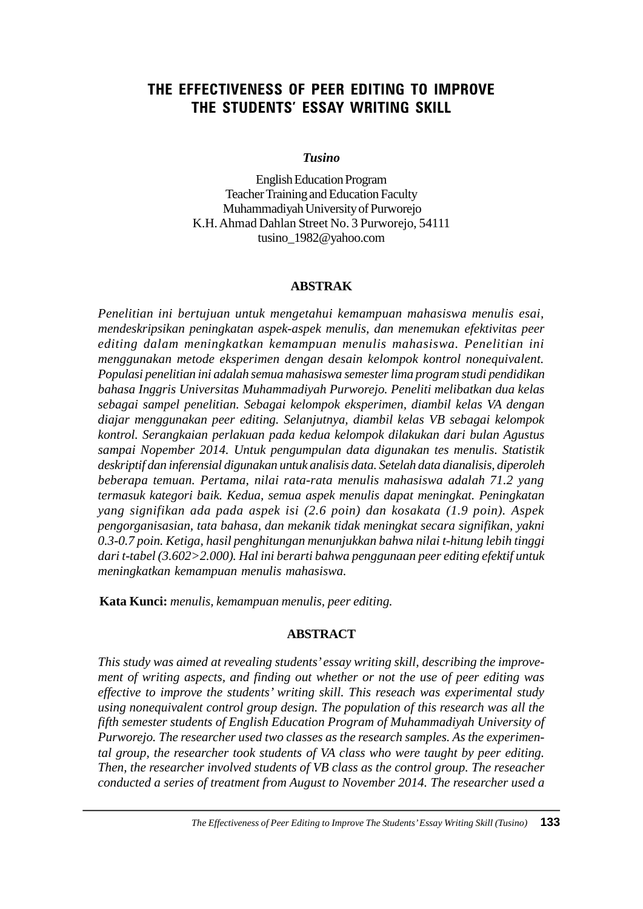# THE EFFECTIVENESS OF PEER EDITING TO IMPROVE THE STUDENTS' ESSAY WRITING SKILL

***Tusino***

English Education Program
Teacher Training and Education Faculty
Muhammadiyah University of Purworejo
K.H. Ahmad Dahlan Street No. 3 Purworejo, 54111
tusino_1982@yahoo.com

## ABSTRAK

*Penelitian ini bertujuan untuk mengetahui kemampuan mahasiswa menulis esai, mendeskripsikan peningkatan aspek-aspek menulis, dan menemukan efektivitas peer editing dalam meningkatkan kemampuan menulis mahasiswa. Penelitian ini menggunakan metode eksperimen dengan desain kelompok kontrol nonequivalent. Populasi penelitian ini adalah semua mahasiswa semester lima program studi pendidikan bahasa Inggris Universitas Muhammadiyah Purworejo. Peneliti melibatkan dua kelas sebagai sampel penelitian. Sebagai kelompok eksperimen, diambil kelas VA dengan diajar menggunakan peer editing. Selanjutnya, diambil kelas VB sebagai kelompok kontrol. Serangkaian perlakuan pada kedua kelompok dilakukan dari bulan Agustus sampai Nopember 2014. Untuk pengumpulan data digunakan tes menulis. Statistik deskriptif dan inferensial digunakan untuk analisis data. Setelah data dianalisis, diperoleh beberapa temuan. Pertama, nilai rata-rata menulis mahasiswa adalah 71.2 yang termasuk kategori baik. Kedua, semua aspek menulis dapat meningkat. Peningkatan yang signifikan ada pada aspek isi (2.6 poin) dan kosakata (1.9 poin). Aspek pengorganisasian, tata bahasa, dan mekanik tidak meningkat secara signifikan, yakni 0.3-0.7 poin. Ketiga, hasil penghitungan menunjukkan bahwa nilai t-hitung lebih tinggi dari t-tabel (3.602>2.000). Hal ini berarti bahwa penggunaan peer editing efektif untuk meningkatkan kemampuan menulis mahasiswa.*

**Kata Kunci:** *menulis, kemampuan menulis, peer editing.*

## ABSTRACT

*This study was aimed at revealing students' essay writing skill, describing the improvement of writing aspects, and finding out whether or not the use of peer editing was effective to improve the students' writing skill. This reseach was experimental study using nonequivalent control group design. The population of this research was all the fifth semester students of English Education Program of Muhammadiyah University of Purworejo. The researcher used two classes as the research samples. As the experimental group, the researcher took students of VA class who were taught by peer editing. Then, the researcher involved students of VB class as the control group. The reseacher conducted a series of treatment from August to November 2014. The researcher used a*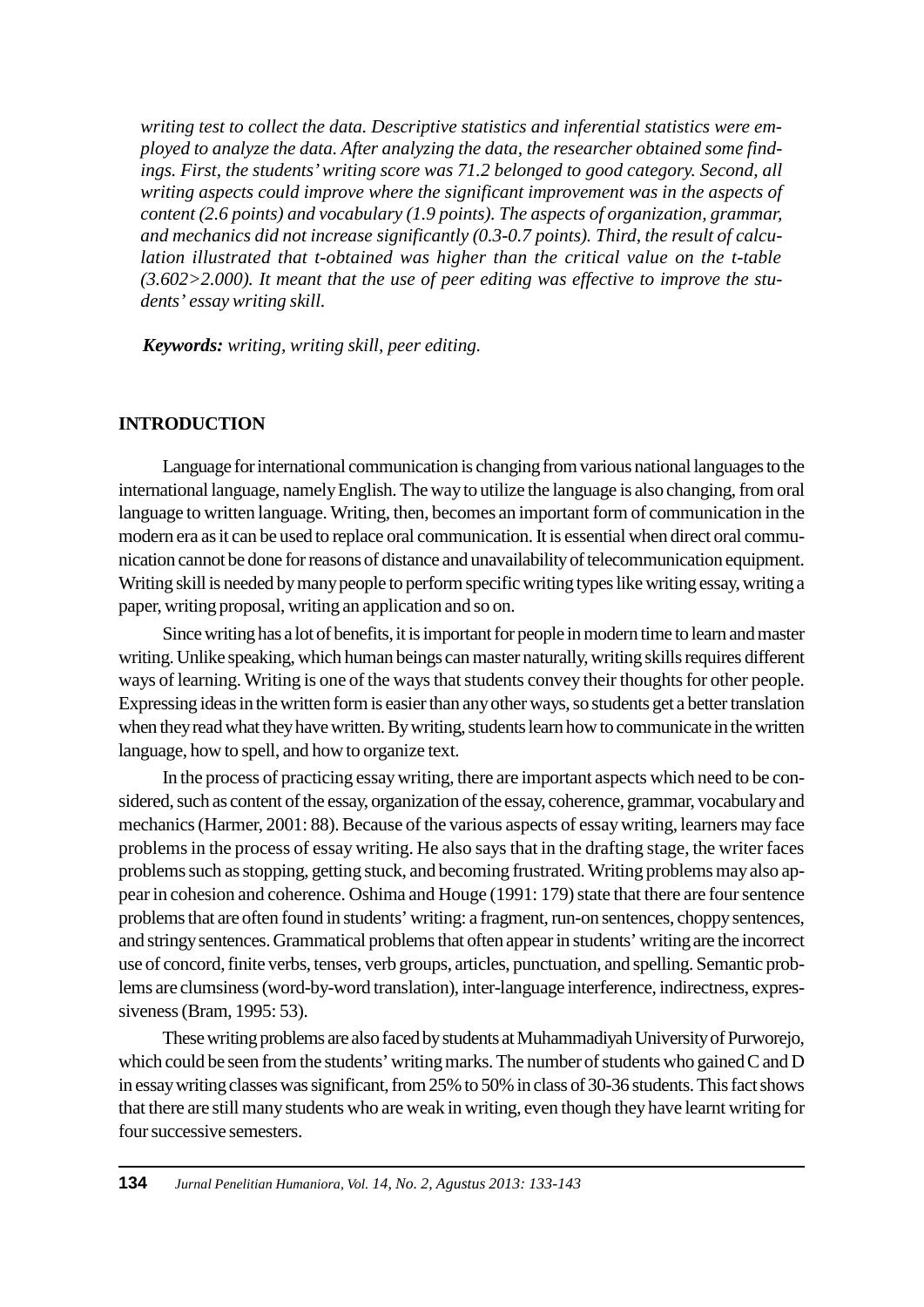*writing test to collect the data. Descriptive statistics and inferential statistics were employed to analyze the data. After analyzing the data, the researcher obtained some findings. First, the students' writing score was 71.2 belonged to good category. Second, all writing aspects could improve where the significant improvement was in the aspects of content (2.6 points) and vocabulary (1.9 points). The aspects of organization, grammar, and mechanics did not increase significantly (0.3-0.7 points). Third, the result of calculation illustrated that t-obtained was higher than the critical value on the t-table (3.602>2.000). It meant that the use of peer editing was effective to improve the students' essay writing skill.*

***Keywords:*** *writing, writing skill, peer editing.*

## INTRODUCTION

Language for international communication is changing from various national languages to the international language, namely English. The way to utilize the language is also changing, from oral language to written language. Writing, then, becomes an important form of communication in the modern era as it can be used to replace oral communication. It is essential when direct oral communication cannot be done for reasons of distance and unavailability of telecommunication equipment. Writing skill is needed by many people to perform specific writing types like writing essay, writing a paper, writing proposal, writing an application and so on.

Since writing has a lot of benefits, it is important for people in modern time to learn and master writing. Unlike speaking, which human beings can master naturally, writing skills requires different ways of learning. Writing is one of the ways that students convey their thoughts for other people. Expressing ideas in the written form is easier than any other ways, so students get a better translation when they read what they have written. By writing, students learn how to communicate in the written language, how to spell, and how to organize text.

In the process of practicing essay writing, there are important aspects which need to be considered, such as content of the essay, organization of the essay, coherence, grammar, vocabulary and mechanics (Harmer, 2001: 88). Because of the various aspects of essay writing, learners may face problems in the process of essay writing. He also says that in the drafting stage, the writer faces problems such as stopping, getting stuck, and becoming frustrated. Writing problems may also appear in cohesion and coherence. Oshima and Houge (1991: 179) state that there are four sentence problems that are often found in students' writing: a fragment, run-on sentences, choppy sentences, and stringy sentences. Grammatical problems that often appear in students' writing are the incorrect use of concord, finite verbs, tenses, verb groups, articles, punctuation, and spelling. Semantic problems are clumsiness (word-by-word translation), inter-language interference, indirectness, expressiveness (Bram, 1995: 53).

These writing problems are also faced by students at Muhammadiyah University of Purworejo, which could be seen from the students' writing marks. The number of students who gained C and D in essay writing classes was significant, from 25% to 50% in class of 30-36 students. This fact shows that there are still many students who are weak in writing, even though they have learnt writing for four successive semesters.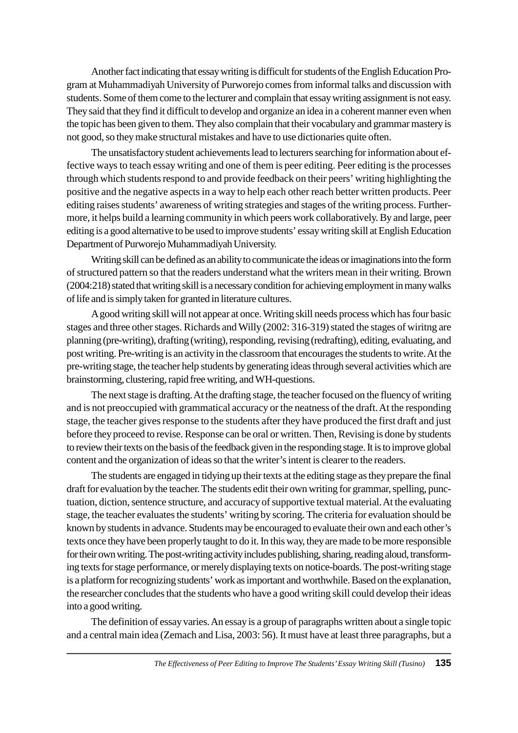Another fact indicating that essay writing is difficult for students of the English Education Program at Muhammadiyah University of Purworejo comes from informal talks and discussion with students. Some of them come to the lecturer and complain that essay writing assignment is not easy. They said that they find it difficult to develop and organize an idea in a coherent manner even when the topic has been given to them. They also complain that their vocabulary and grammar mastery is not good, so they make structural mistakes and have to use dictionaries quite often.

The unsatisfactory student achievements lead to lecturers searching for information about effective ways to teach essay writing and one of them is peer editing. Peer editing is the processes through which students respond to and provide feedback on their peers' writing highlighting the positive and the negative aspects in a way to help each other reach better written products. Peer editing raises students' awareness of writing strategies and stages of the writing process. Furthermore, it helps build a learning community in which peers work collaboratively. By and large, peer editing is a good alternative to be used to improve students' essay writing skill at English Education Department of Purworejo Muhammadiyah University.

Writing skill can be defined as an ability to communicate the ideas or imaginations into the form of structured pattern so that the readers understand what the writers mean in their writing. Brown (2004:218) stated that writing skill is a necessary condition for achieving employment in many walks of life and is simply taken for granted in literature cultures.

A good writing skill will not appear at once. Writing skill needs process which has four basic stages and three other stages. Richards and Willy (2002: 316-319) stated the stages of wiritng are planning (pre-writing), drafting (writing), responding, revising (redrafting), editing, evaluating, and post writing. Pre-writing is an activity in the classroom that encourages the students to write. At the pre-writing stage, the teacher help students by generating ideas through several activities which are brainstorming, clustering, rapid free writing, and WH-questions.

The next stage is drafting. At the drafting stage, the teacher focused on the fluency of writing and is not preoccupied with grammatical accuracy or the neatness of the draft. At the responding stage, the teacher gives response to the students after they have produced the first draft and just before they proceed to revise. Response can be oral or written. Then, Revising is done by students to review their texts on the basis of the feedback given in the responding stage. It is to improve global content and the organization of ideas so that the writer's intent is clearer to the readers.

The students are engaged in tidying up their texts at the editing stage as they prepare the final draft for evaluation by the teacher. The students edit their own writing for grammar, spelling, punctuation, diction, sentence structure, and accuracy of supportive textual material. At the evaluating stage, the teacher evaluates the students' writing by scoring. The criteria for evaluation should be known by students in advance. Students may be encouraged to evaluate their own and each other's texts once they have been properly taught to do it. In this way, they are made to be more responsible for their own writing. The post-writing activity includes publishing, sharing, reading aloud, transforming texts for stage performance, or merely displaying texts on notice-boards. The post-writing stage is a platform for recognizing students' work as important and worthwhile. Based on the explanation, the researcher concludes that the students who have a good writing skill could develop their ideas into a good writing.

The definition of essay varies. An essay is a group of paragraphs written about a single topic and a central main idea (Zemach and Lisa, 2003: 56). It must have at least three paragraphs, but a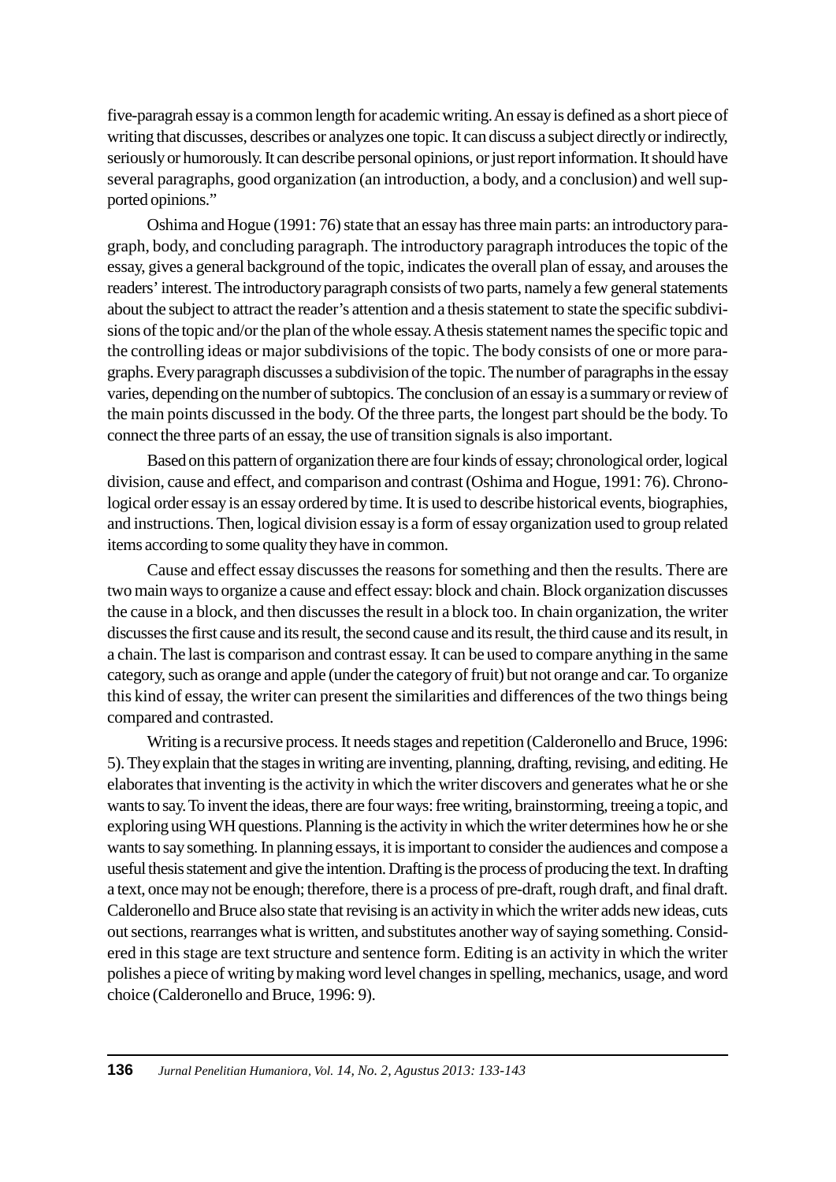five-paragrah essay is a common length for academic writing. An essay is defined as a short piece of writing that discusses, describes or analyzes one topic. It can discuss a subject directly or indirectly, seriously or humorously. It can describe personal opinions, or just report information. It should have several paragraphs, good organization (an introduction, a body, and a conclusion) and well supported opinions."

Oshima and Hogue (1991: 76) state that an essay has three main parts: an introductory paragraph, body, and concluding paragraph. The introductory paragraph introduces the topic of the essay, gives a general background of the topic, indicates the overall plan of essay, and arouses the readers' interest. The introductory paragraph consists of two parts, namely a few general statements about the subject to attract the reader's attention and a thesis statement to state the specific subdivisions of the topic and/or the plan of the whole essay. A thesis statement names the specific topic and the controlling ideas or major subdivisions of the topic. The body consists of one or more paragraphs. Every paragraph discusses a subdivision of the topic. The number of paragraphs in the essay varies, depending on the number of subtopics. The conclusion of an essay is a summary or review of the main points discussed in the body. Of the three parts, the longest part should be the body. To connect the three parts of an essay, the use of transition signals is also important.

Based on this pattern of organization there are four kinds of essay; chronological order, logical division, cause and effect, and comparison and contrast (Oshima and Hogue, 1991: 76). Chronological order essay is an essay ordered by time. It is used to describe historical events, biographies, and instructions. Then, logical division essay is a form of essay organization used to group related items according to some quality they have in common.

Cause and effect essay discusses the reasons for something and then the results. There are two main ways to organize a cause and effect essay: block and chain. Block organization discusses the cause in a block, and then discusses the result in a block too. In chain organization, the writer discusses the first cause and its result, the second cause and its result, the third cause and its result, in a chain. The last is comparison and contrast essay. It can be used to compare anything in the same category, such as orange and apple (under the category of fruit) but not orange and car. To organize this kind of essay, the writer can present the similarities and differences of the two things being compared and contrasted.

Writing is a recursive process. It needs stages and repetition (Calderonello and Bruce, 1996: 5). They explain that the stages in writing are inventing, planning, drafting, revising, and editing. He elaborates that inventing is the activity in which the writer discovers and generates what he or she wants to say. To invent the ideas, there are four ways: free writing, brainstorming, treeing a topic, and exploring using WH questions. Planning is the activity in which the writer determines how he or she wants to say something. In planning essays, it is important to consider the audiences and compose a useful thesis statement and give the intention. Drafting is the process of producing the text. In drafting a text, once may not be enough; therefore, there is a process of pre-draft, rough draft, and final draft. Calderonello and Bruce also state that revising is an activity in which the writer adds new ideas, cuts out sections, rearranges what is written, and substitutes another way of saying something. Considered in this stage are text structure and sentence form. Editing is an activity in which the writer polishes a piece of writing by making word level changes in spelling, mechanics, usage, and word choice (Calderonello and Bruce, 1996: 9).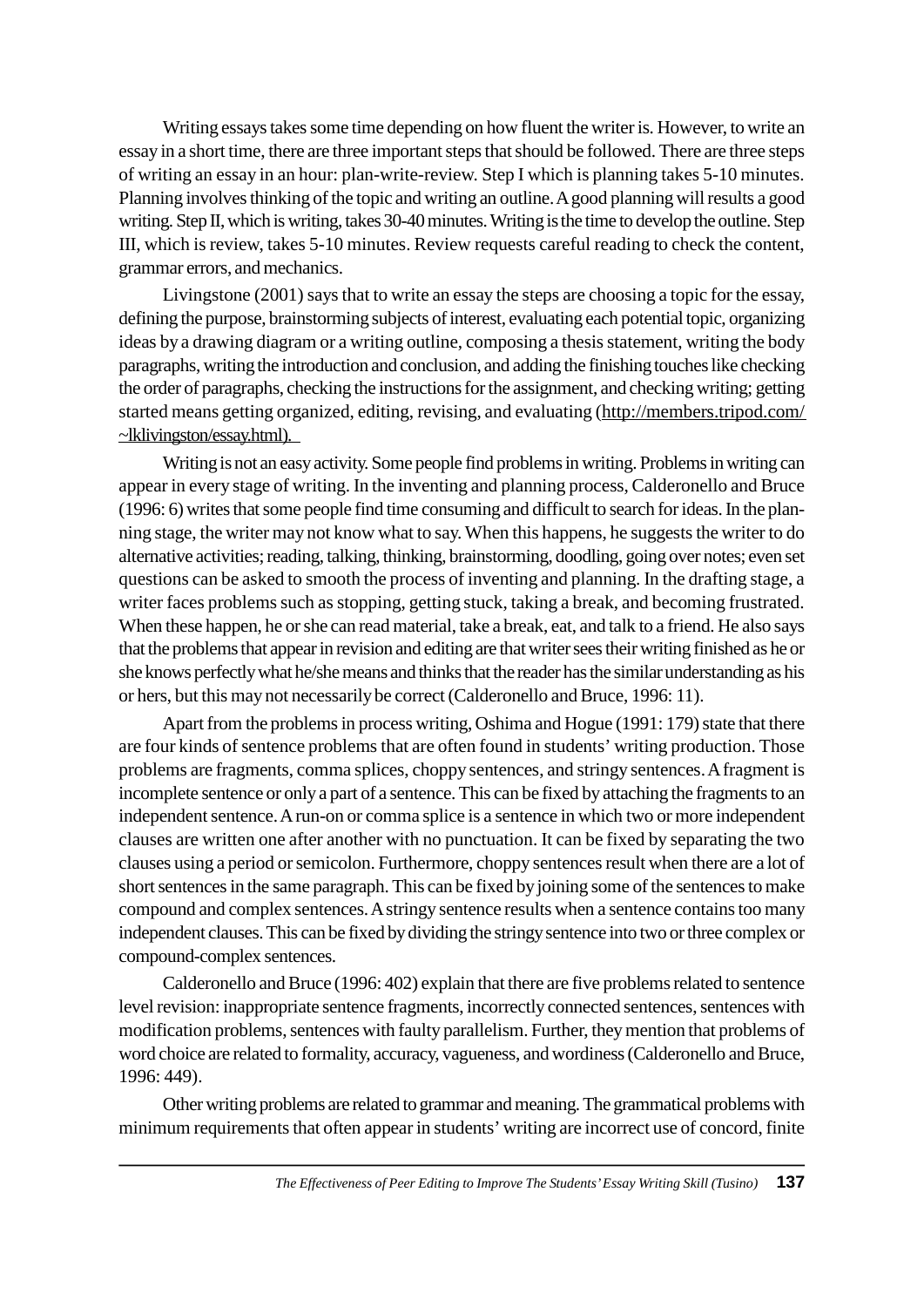Writing essays takes some time depending on how fluent the writer is. However, to write an essay in a short time, there are three important steps that should be followed. There are three steps of writing an essay in an hour: plan-write-review. Step I which is planning takes 5-10 minutes. Planning involves thinking of the topic and writing an outline. A good planning will results a good writing. Step II, which is writing, takes 30-40 minutes. Writing is the time to develop the outline. Step III, which is review, takes 5-10 minutes. Review requests careful reading to check the content, grammar errors, and mechanics.

Livingstone (2001) says that to write an essay the steps are choosing a topic for the essay, defining the purpose, brainstorming subjects of interest, evaluating each potential topic, organizing ideas by a drawing diagram or a writing outline, composing a thesis statement, writing the body paragraphs, writing the introduction and conclusion, and adding the finishing touches like checking the order of paragraphs, checking the instructions for the assignment, and checking writing; getting started means getting organized, editing, revising, and evaluating (http://members.tripod.com/~lklivingston/essay.html).

Writing is not an easy activity. Some people find problems in writing. Problems in writing can appear in every stage of writing. In the inventing and planning process, Calderonello and Bruce (1996: 6) writes that some people find time consuming and difficult to search for ideas. In the planning stage, the writer may not know what to say. When this happens, he suggests the writer to do alternative activities; reading, talking, thinking, brainstorming, doodling, going over notes; even set questions can be asked to smooth the process of inventing and planning. In the drafting stage, a writer faces problems such as stopping, getting stuck, taking a break, and becoming frustrated. When these happen, he or she can read material, take a break, eat, and talk to a friend. He also says that the problems that appear in revision and editing are that writer sees their writing finished as he or she knows perfectly what he/she means and thinks that the reader has the similar understanding as his or hers, but this may not necessarily be correct (Calderonello and Bruce, 1996: 11).

Apart from the problems in process writing, Oshima and Hogue (1991: 179) state that there are four kinds of sentence problems that are often found in students' writing production. Those problems are fragments, comma splices, choppy sentences, and stringy sentences. A fragment is incomplete sentence or only a part of a sentence. This can be fixed by attaching the fragments to an independent sentence. A run-on or comma splice is a sentence in which two or more independent clauses are written one after another with no punctuation. It can be fixed by separating the two clauses using a period or semicolon. Furthermore, choppy sentences result when there are a lot of short sentences in the same paragraph. This can be fixed by joining some of the sentences to make compound and complex sentences. A stringy sentence results when a sentence contains too many independent clauses. This can be fixed by dividing the stringy sentence into two or three complex or compound-complex sentences.

Calderonello and Bruce (1996: 402) explain that there are five problems related to sentence level revision: inappropriate sentence fragments, incorrectly connected sentences, sentences with modification problems, sentences with faulty parallelism. Further, they mention that problems of word choice are related to formality, accuracy, vagueness, and wordiness (Calderonello and Bruce, 1996: 449).

Other writing problems are related to grammar and meaning. The grammatical problems with minimum requirements that often appear in students' writing are incorrect use of concord, finite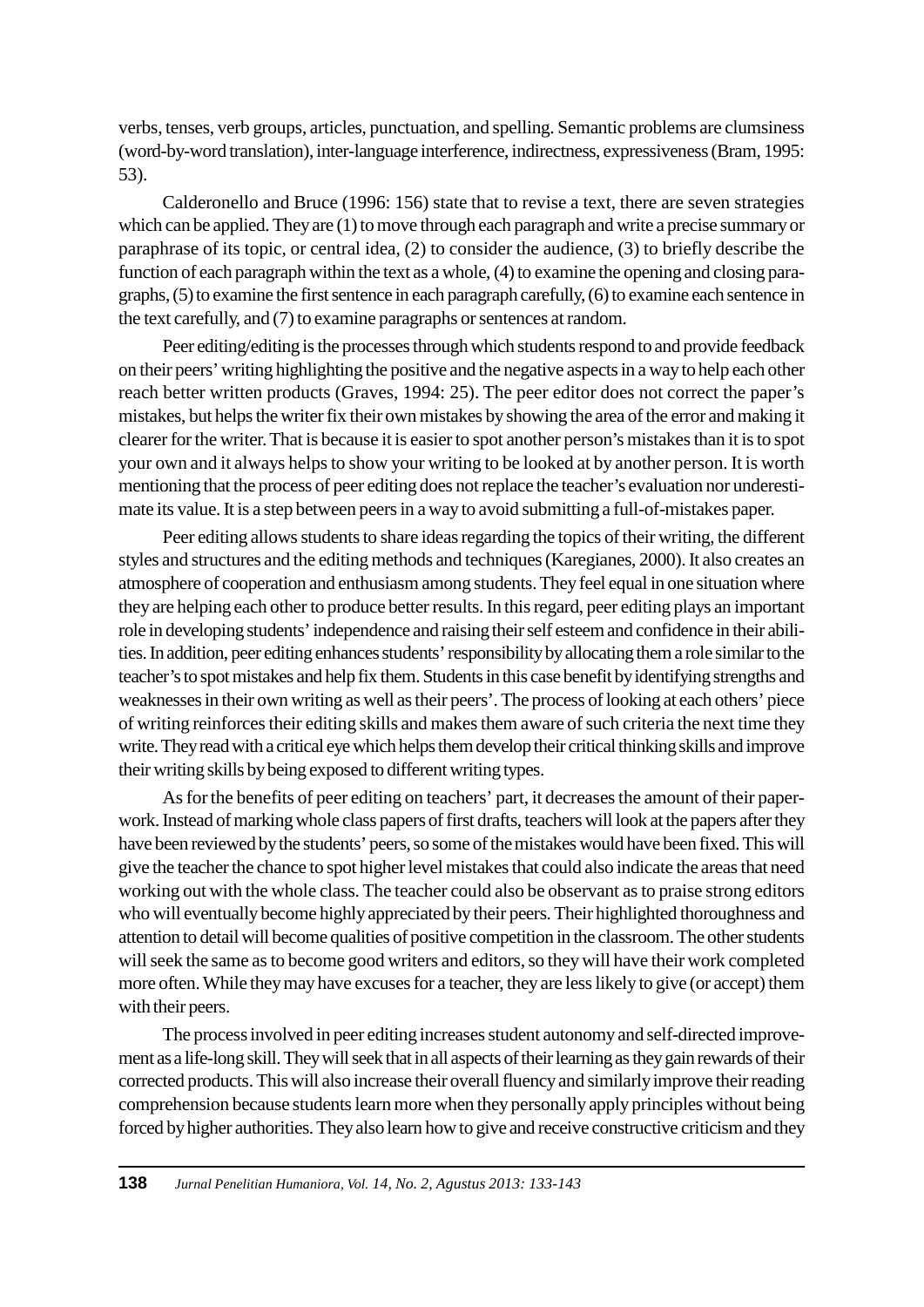verbs, tenses, verb groups, articles, punctuation, and spelling. Semantic problems are clumsiness (word-by-word translation), inter-language interference, indirectness, expressiveness (Bram, 1995: 53).

Calderonello and Bruce (1996: 156) state that to revise a text, there are seven strategies which can be applied. They are (1) to move through each paragraph and write a precise summary or paraphrase of its topic, or central idea, (2) to consider the audience, (3) to briefly describe the function of each paragraph within the text as a whole, (4) to examine the opening and closing paragraphs, (5) to examine the first sentence in each paragraph carefully, (6) to examine each sentence in the text carefully, and (7) to examine paragraphs or sentences at random.

Peer editing/editing is the processes through which students respond to and provide feedback on their peers' writing highlighting the positive and the negative aspects in a way to help each other reach better written products (Graves, 1994: 25). The peer editor does not correct the paper's mistakes, but helps the writer fix their own mistakes by showing the area of the error and making it clearer for the writer. That is because it is easier to spot another person's mistakes than it is to spot your own and it always helps to show your writing to be looked at by another person. It is worth mentioning that the process of peer editing does not replace the teacher's evaluation nor underestimate its value. It is a step between peers in a way to avoid submitting a full-of-mistakes paper.

Peer editing allows students to share ideas regarding the topics of their writing, the different styles and structures and the editing methods and techniques (Karegianes, 2000). It also creates an atmosphere of cooperation and enthusiasm among students. They feel equal in one situation where they are helping each other to produce better results. In this regard, peer editing plays an important role in developing students' independence and raising their self esteem and confidence in their abilities. In addition, peer editing enhances students' responsibility by allocating them a role similar to the teacher's to spot mistakes and help fix them. Students in this case benefit by identifying strengths and weaknesses in their own writing as well as their peers'. The process of looking at each others' piece of writing reinforces their editing skills and makes them aware of such criteria the next time they write. They read with a critical eye which helps them develop their critical thinking skills and improve their writing skills by being exposed to different writing types.

As for the benefits of peer editing on teachers' part, it decreases the amount of their paperwork. Instead of marking whole class papers of first drafts, teachers will look at the papers after they have been reviewed by the students' peers, so some of the mistakes would have been fixed. This will give the teacher the chance to spot higher level mistakes that could also indicate the areas that need working out with the whole class. The teacher could also be observant as to praise strong editors who will eventually become highly appreciated by their peers. Their highlighted thoroughness and attention to detail will become qualities of positive competition in the classroom. The other students will seek the same as to become good writers and editors, so they will have their work completed more often. While they may have excuses for a teacher, they are less likely to give (or accept) them with their peers.

The process involved in peer editing increases student autonomy and self-directed improvement as a life-long skill. They will seek that in all aspects of their learning as they gain rewards of their corrected products. This will also increase their overall fluency and similarly improve their reading comprehension because students learn more when they personally apply principles without being forced by higher authorities. They also learn how to give and receive constructive criticism and they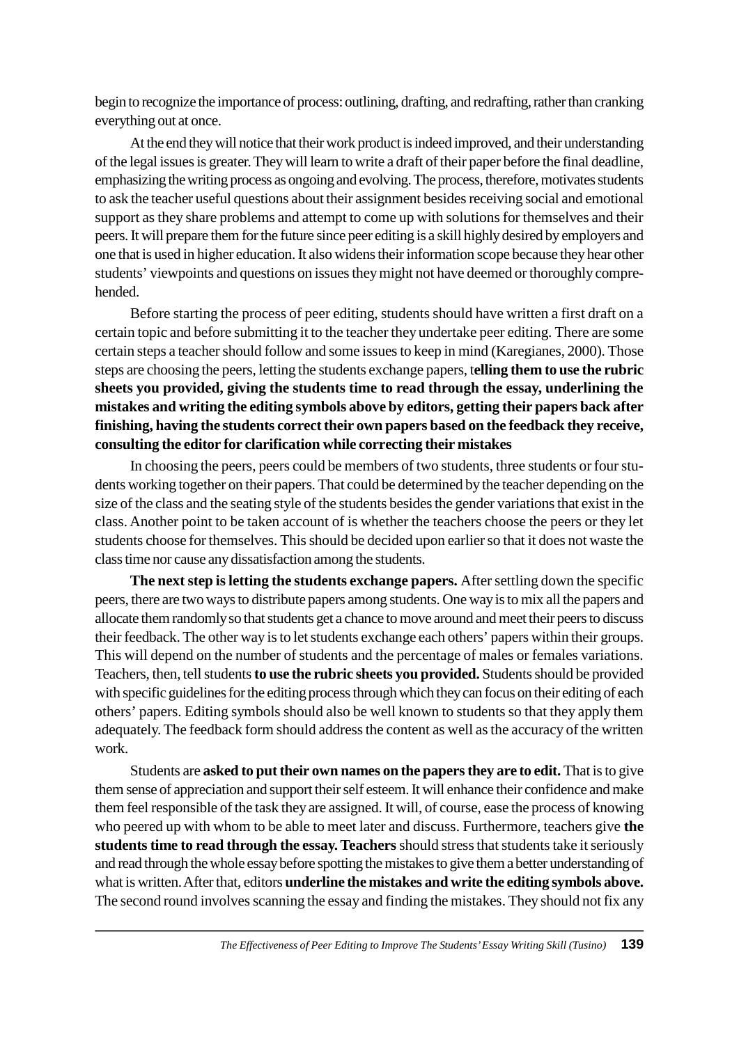begin to recognize the importance of process: outlining, drafting, and redrafting, rather than cranking everything out at once.

At the end they will notice that their work product is indeed improved, and their understanding of the legal issues is greater. They will learn to write a draft of their paper before the final deadline, emphasizing the writing process as ongoing and evolving. The process, therefore, motivates students to ask the teacher useful questions about their assignment besides receiving social and emotional support as they share problems and attempt to come up with solutions for themselves and their peers. It will prepare them for the future since peer editing is a skill highly desired by employers and one that is used in higher education. It also widens their information scope because they hear other students' viewpoints and questions on issues they might not have deemed or thoroughly comprehended.

Before starting the process of peer editing, students should have written a first draft on a certain topic and before submitting it to the teacher they undertake peer editing. There are some certain steps a teacher should follow and some issues to keep in mind (Karegianes, 2000). Those steps are choosing the peers, letting the students exchange papers, t**elling them to use the rubric sheets you provided, giving the students time to read through the essay, underlining the mistakes and writing the editing symbols above by editors, getting their papers back after finishing, having the students correct their own papers based on the feedback they receive, consulting the editor for clarification while correcting their mistakes**

In choosing the peers, peers could be members of two students, three students or four students working together on their papers. That could be determined by the teacher depending on the size of the class and the seating style of the students besides the gender variations that exist in the class. Another point to be taken account of is whether the teachers choose the peers or they let students choose for themselves. This should be decided upon earlier so that it does not waste the class time nor cause any dissatisfaction among the students.

**The next step is letting the students exchange papers.** After settling down the specific peers, there are two ways to distribute papers among students. One way is to mix all the papers and allocate them randomly so that students get a chance to move around and meet their peers to discuss their feedback. The other way is to let students exchange each others' papers within their groups. This will depend on the number of students and the percentage of males or females variations. Teachers, then, tell students **to use the rubric sheets you provided.** Students should be provided with specific guidelines for the editing process through which they can focus on their editing of each others' papers. Editing symbols should also be well known to students so that they apply them adequately. The feedback form should address the content as well as the accuracy of the written work.

Students are **asked to put their own names on the papers they are to edit.** That is to give them sense of appreciation and support their self esteem. It will enhance their confidence and make them feel responsible of the task they are assigned. It will, of course, ease the process of knowing who peered up with whom to be able to meet later and discuss. Furthermore, teachers give **the students time to read through the essay. Teachers** should stress that students take it seriously and read through the whole essay before spotting the mistakes to give them a better understanding of what is written. After that, editors **underline the mistakes and write the editing symbols above.** The second round involves scanning the essay and finding the mistakes. They should not fix any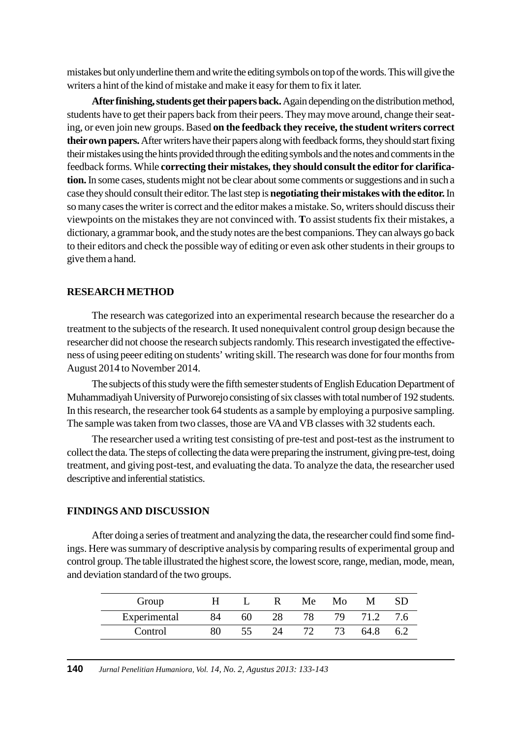mistakes but only underline them and write the editing symbols on top of the words. This will give the writers a hint of the kind of mistake and make it easy for them to fix it later.

**After finishing, students get their papers back.** Again depending on the distribution method, students have to get their papers back from their peers. They may move around, change their seating, or even join new groups. Based **on the feedback they receive, the student writers correct their own papers.** After writers have their papers along with feedback forms, they should start fixing their mistakes using the hints provided through the editing symbols and the notes and comments in the feedback forms. While **correcting their mistakes, they should consult the editor for clarification.** In some cases, students might not be clear about some comments or suggestions and in such a case they should consult their editor. The last step is **negotiating their mistakes with the editor.** In so many cases the writer is correct and the editor makes a mistake. So, writers should discuss their viewpoints on the mistakes they are not convinced with. **T**o assist students fix their mistakes, a dictionary, a grammar book, and the study notes are the best companions. They can always go back to their editors and check the possible way of editing or even ask other students in their groups to give them a hand.

## RESEARCH METHOD

The research was categorized into an experimental research because the researcher do a treatment to the subjects of the research. It used nonequivalent control group design because the researcher did not choose the research subjects randomly. This research investigated the effectiveness of using peeer editing on students' writing skill. The research was done for four months from August 2014 to November 2014.

The subjects of this study were the fifth semester students of English Education Department of Muhammadiyah University of Purworejo consisting of six classes with total number of 192 students. In this research, the researcher took 64 students as a sample by employing a purposive sampling. The sample was taken from two classes, those are VA and VB classes with 32 students each.

The researcher used a writing test consisting of pre-test and post-test as the instrument to collect the data. The steps of collecting the data were preparing the instrument, giving pre-test, doing treatment, and giving post-test, and evaluating the data. To analyze the data, the researcher used descriptive and inferential statistics.

## FINDINGS AND DISCUSSION

After doing a series of treatment and analyzing the data, the researcher could find some findings. Here was summary of descriptive analysis by comparing results of experimental group and control group. The table illustrated the highest score, the lowest score, range, median, mode, mean, and deviation standard of the two groups.

| Group | H | L | R | Me | Mo | M | SD |
|---|---|---|---|---|---|---|---|
| Experimental | 84 | 60 | 28 | 78 | 79 | 71.2 | 7.6 |
| Control | 80 | 55 | 24 | 72 | 73 | 64.8 | 6.2 |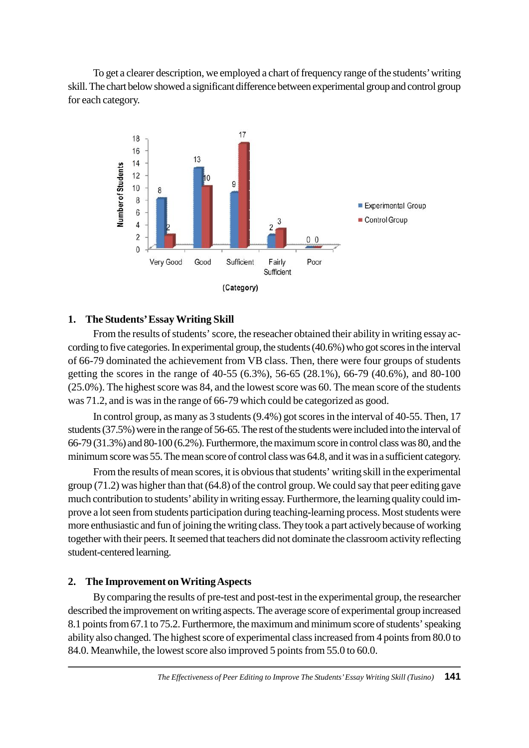To get a clearer description, we employed a chart of frequency range of the students' writing skill. The chart below showed a significant difference between experimental group and control group for each category.

Number of Students

18
16
14
12
10
8
6
4
2
0

8 2
13 10
9 17
2 3
0 0

Very Good
Good
Sufficient
Fairly Sufficient
Poor

(Category)

Experimental Group
Control Group

## 1. The Students' Essay Writing Skill

From the results of students' score, the reseacher obtained their ability in writing essay according to five categories. In experimental group, the students (40.6%) who got scores in the interval of 66-79 dominated the achievement from VB class. Then, there were four groups of students getting the scores in the range of 40-55 (6.3%), 56-65 (28.1%), 66-79 (40.6%), and 80-100 (25.0%). The highest score was 84, and the lowest score was 60. The mean score of the students was 71.2, and is was in the range of 66-79 which could be categorized as good.

In control group, as many as 3 students (9.4%) got scores in the interval of 40-55. Then, 17 students (37.5%) were in the range of 56-65. The rest of the students were included into the interval of 66-79 (31.3%) and 80-100 (6.2%). Furthermore, the maximum score in control class was 80, and the minimum score was 55. The mean score of control class was 64.8, and it was in a sufficient category.

From the results of mean scores, it is obvious that students' writing skill in the experimental group (71.2) was higher than that (64.8) of the control group. We could say that peer editing gave much contribution to students' ability in writing essay. Furthermore, the learning quality could improve a lot seen from students participation during teaching-learning process. Most students were more enthusiastic and fun of joining the writing class. They took a part actively because of working together with their peers. It seemed that teachers did not dominate the classroom activity reflecting student-centered learning.

## 2. The Improvement on Writing Aspects

By comparing the results of pre-test and post-test in the experimental group, the researcher described the improvement on writing aspects. The average score of experimental group increased 8.1 points from 67.1 to 75.2. Furthermore, the maximum and minimum score of students' speaking ability also changed. The highest score of experimental class increased from 4 points from 80.0 to 84.0. Meanwhile, the lowest score also improved 5 points from 55.0 to 60.0.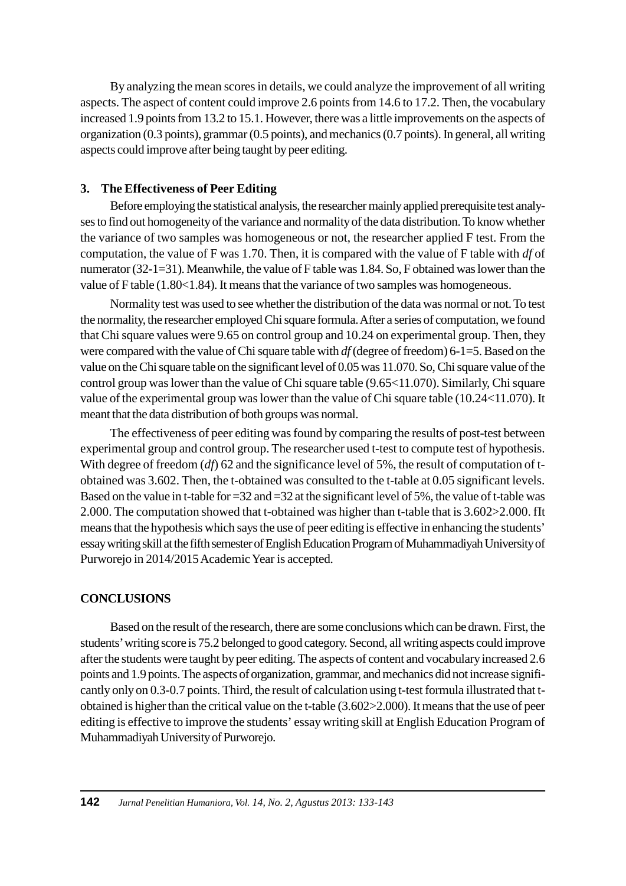By analyzing the mean scores in details, we could analyze the improvement of all writing aspects. The aspect of content could improve 2.6 points from 14.6 to 17.2. Then, the vocabulary increased 1.9 points from 13.2 to 15.1. However, there was a little improvements on the aspects of organization (0.3 points), grammar (0.5 points), and mechanics (0.7 points). In general, all writing aspects could improve after being taught by peer editing.

### 3. The Effectiveness of Peer Editing

Before employing the statistical analysis, the researcher mainly applied prerequisite test analyses to find out homogeneity of the variance and normality of the data distribution. To know whether the variance of two samples was homogeneous or not, the researcher applied F test. From the computation, the value of F was 1.70. Then, it is compared with the value of F table with *df* of numerator (32-1=31). Meanwhile, the value of F table was 1.84. So, F obtained was lower than the value of F table (1.80<1.84). It means that the variance of two samples was homogeneous.

Normality test was used to see whether the distribution of the data was normal or not. To test the normality, the researcher employed Chi square formula. After a series of computation, we found that Chi square values were 9.65 on control group and 10.24 on experimental group. Then, they were compared with the value of Chi square table with *df* (degree of freedom) 6-1=5. Based on the value on the Chi square table on the significant level of 0.05 was 11.070. So, Chi square value of the control group was lower than the value of Chi square table (9.65<11.070). Similarly, Chi square value of the experimental group was lower than the value of Chi square table (10.24<11.070). It meant that the data distribution of both groups was normal.

The effectiveness of peer editing was found by comparing the results of post-test between experimental group and control group. The researcher used t-test to compute test of hypothesis. With degree of freedom (*df*) 62 and the significance level of 5%, the result of computation of t-obtained was 3.602. Then, the t-obtained was consulted to the t-table at 0.05 significant levels. Based on the value in t-table for =32 and =32 at the significant level of 5%, the value of t-table was 2.000. The computation showed that t-obtained was higher than t-table that is 3.602>2.000. fIt means that the hypothesis which says the use of peer editing is effective in enhancing the students' essay writing skill at the fifth semester of English Education Program of Muhammadiyah University of Purworejo in 2014/2015 Academic Year is accepted.

## CONCLUSIONS

Based on the result of the research, there are some conclusions which can be drawn. First, the students' writing score is 75.2 belonged to good category. Second, all writing aspects could improve after the students were taught by peer editing. The aspects of content and vocabulary increased 2.6 points and 1.9 points. The aspects of organization, grammar, and mechanics did not increase significantly only on 0.3-0.7 points. Third, the result of calculation using t-test formula illustrated that t-obtained is higher than the critical value on the t-table (3.602>2.000). It means that the use of peer editing is effective to improve the students' essay writing skill at English Education Program of Muhammadiyah University of Purworejo.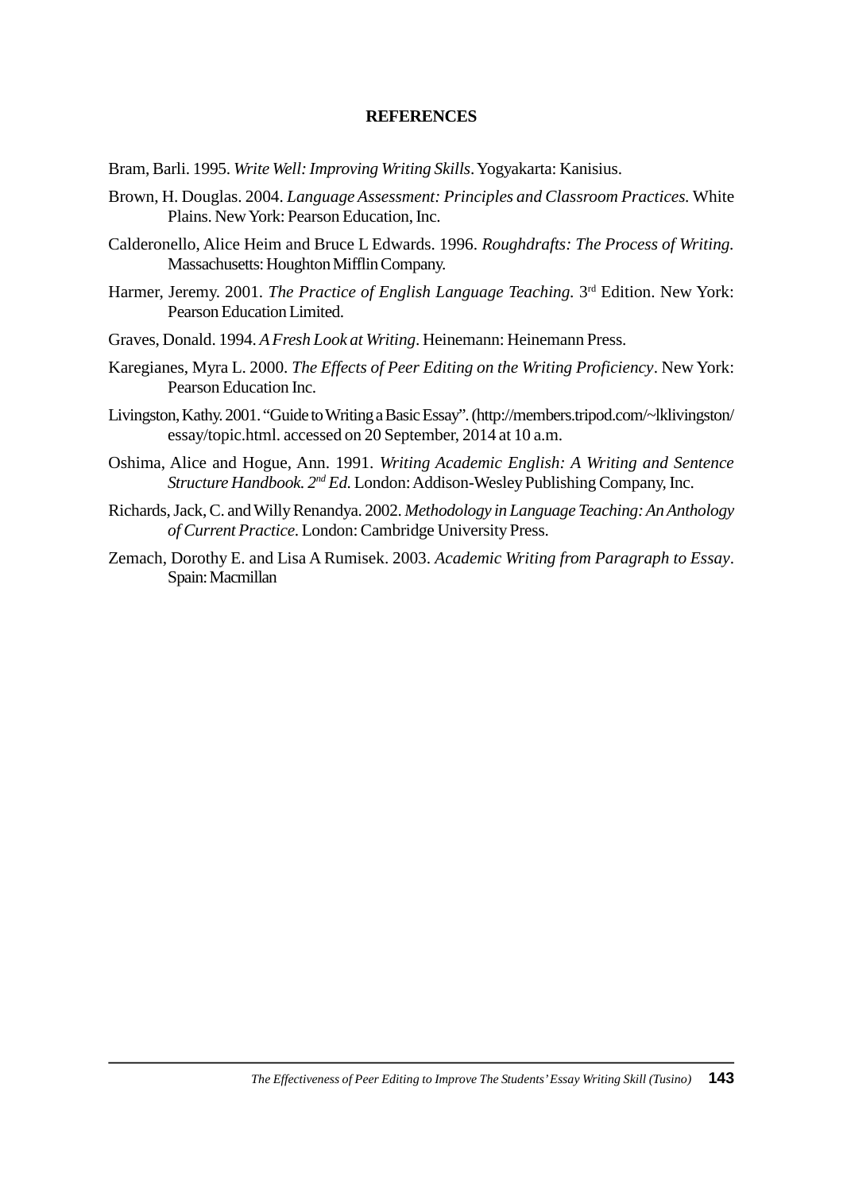**REFERENCES**

Bram, Barli. 1995. *Write Well: Improving Writing Skills*. Yogyakarta: Kanisius.

Brown, H. Douglas. 2004. *Language Assessment: Principles and Classroom Practices.* White Plains. New York: Pearson Education, Inc.

Calderonello, Alice Heim and Bruce L Edwards. 1996. *Roughdrafts: The Process of Writing.* Massachusetts: Houghton Mifflin Company.

Harmer, Jeremy. 2001. *The Practice of English Language Teaching.* 3rd Edition. New York: Pearson Education Limited.

Graves, Donald. 1994. *A Fresh Look at Writing*. Heinemann: Heinemann Press.

Karegianes, Myra L. 2000. *The Effects of Peer Editing on the Writing Proficiency*. New York: Pearson Education Inc.

Livingston, Kathy. 2001. "Guide to Writing a Basic Essay". (http://members.tripod.com/~lklivingston/essay/topic.html. accessed on 20 September, 2014 at 10 a.m.

Oshima, Alice and Hogue, Ann. 1991. *Writing Academic English: A Writing and Sentence Structure Handbook. 2nd Ed.* London: Addison-Wesley Publishing Company, Inc.

Richards, Jack, C. and Willy Renandya. 2002. *Methodology in Language Teaching: An Anthology of Current Practice*. London: Cambridge University Press.

Zemach, Dorothy E. and Lisa A Rumisek. 2003. *Academic Writing from Paragraph to Essay*. Spain: Macmillan